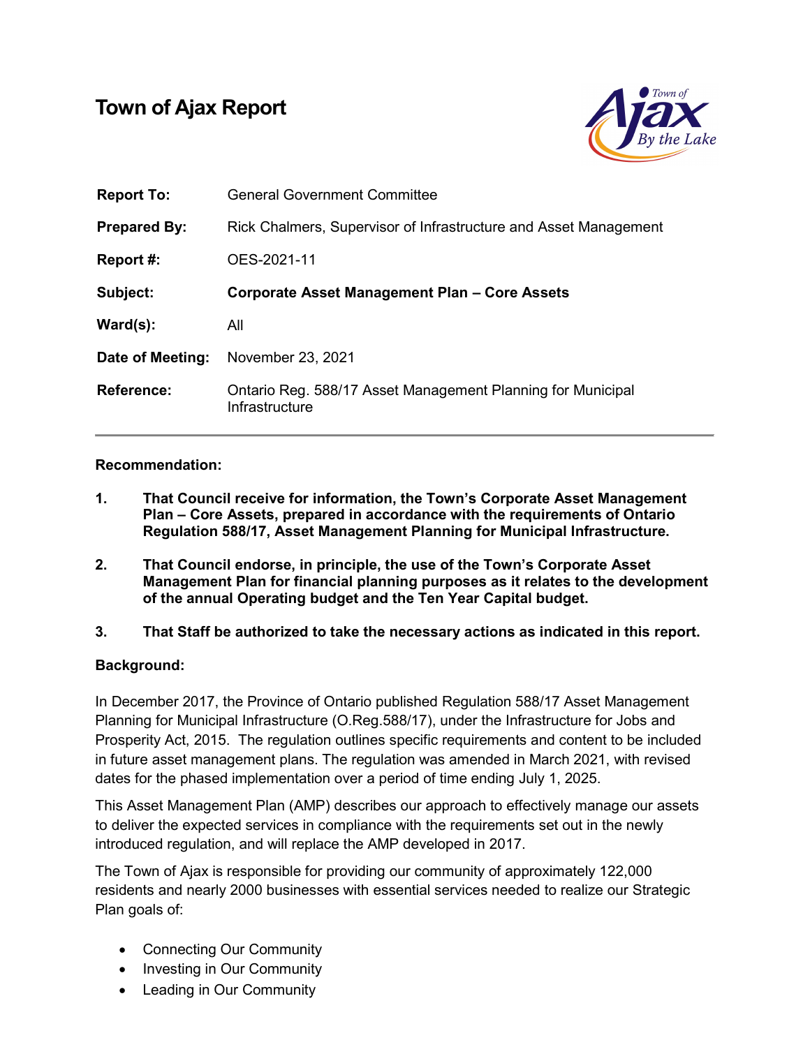# Town of Ajax Report

| | |
|---|---|
| **Report To:** | General Government Committee |
| **Prepared By:** | Rick Chalmers, Supervisor of Infrastructure and Asset Management |
| **Report #:** | OES-2021-11 |
| **Subject:** | **Corporate Asset Management Plan – Core Assets** |
| **Ward(s):** | All |
| **Date of Meeting:** | November 23, 2021 |
| **Reference:** | Ontario Reg. 588/17 Asset Management Planning for Municipal Infrastructure |

---

**Recommendation:**

1. **That Council receive for information, the Town's Corporate Asset Management Plan – Core Assets, prepared in accordance with the requirements of Ontario Regulation 588/17, Asset Management Planning for Municipal Infrastructure.**

2. **That Council endorse, in principle, the use of the Town's Corporate Asset Management Plan for financial planning purposes as it relates to the development of the annual Operating budget and the Ten Year Capital budget.**

3. **That Staff be authorized to take the necessary actions as indicated in this report.**

**Background:**

In December 2017, the Province of Ontario published Regulation 588/17 Asset Management Planning for Municipal Infrastructure (O.Reg.588/17), under the Infrastructure for Jobs and Prosperity Act, 2015. The regulation outlines specific requirements and content to be included in future asset management plans. The regulation was amended in March 2021, with revised dates for the phased implementation over a period of time ending July 1, 2025.

This Asset Management Plan (AMP) describes our approach to effectively manage our assets to deliver the expected services in compliance with the requirements set out in the newly introduced regulation, and will replace the AMP developed in 2017.

The Town of Ajax is responsible for providing our community of approximately 122,000 residents and nearly 2000 businesses with essential services needed to realize our Strategic Plan goals of:

- Connecting Our Community
- Investing in Our Community
- Leading in Our Community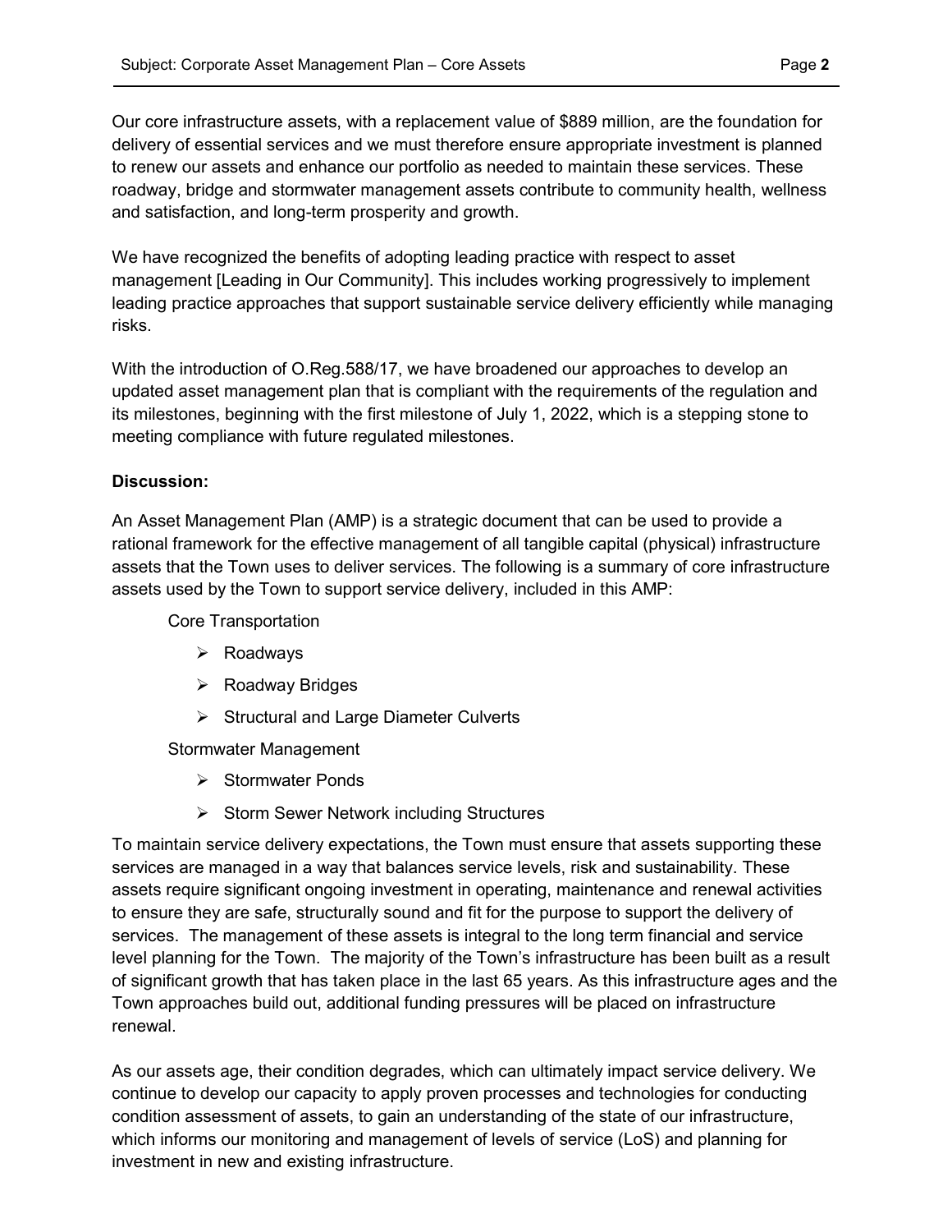Our core infrastructure assets, with a replacement value of $889 million, are the foundation for delivery of essential services and we must therefore ensure appropriate investment is planned to renew our assets and enhance our portfolio as needed to maintain these services. These roadway, bridge and stormwater management assets contribute to community health, wellness and satisfaction, and long-term prosperity and growth.

We have recognized the benefits of adopting leading practice with respect to asset management [Leading in Our Community]. This includes working progressively to implement leading practice approaches that support sustainable service delivery efficiently while managing risks.

With the introduction of O.Reg.588/17, we have broadened our approaches to develop an updated asset management plan that is compliant with the requirements of the regulation and its milestones, beginning with the first milestone of July 1, 2022, which is a stepping stone to meeting compliance with future regulated milestones.

**Discussion:**

An Asset Management Plan (AMP) is a strategic document that can be used to provide a rational framework for the effective management of all tangible capital (physical) infrastructure assets that the Town uses to deliver services. The following is a summary of core infrastructure assets used by the Town to support service delivery, included in this AMP:

Core Transportation

- Roadways
- Roadway Bridges
- Structural and Large Diameter Culverts

Stormwater Management

- Stormwater Ponds
- Storm Sewer Network including Structures

To maintain service delivery expectations, the Town must ensure that assets supporting these services are managed in a way that balances service levels, risk and sustainability. These assets require significant ongoing investment in operating, maintenance and renewal activities to ensure they are safe, structurally sound and fit for the purpose to support the delivery of services. The management of these assets is integral to the long term financial and service level planning for the Town. The majority of the Town's infrastructure has been built as a result of significant growth that has taken place in the last 65 years. As this infrastructure ages and the Town approaches build out, additional funding pressures will be placed on infrastructure renewal.

As our assets age, their condition degrades, which can ultimately impact service delivery. We continue to develop our capacity to apply proven processes and technologies for conducting condition assessment of assets, to gain an understanding of the state of our infrastructure, which informs our monitoring and management of levels of service (LoS) and planning for investment in new and existing infrastructure.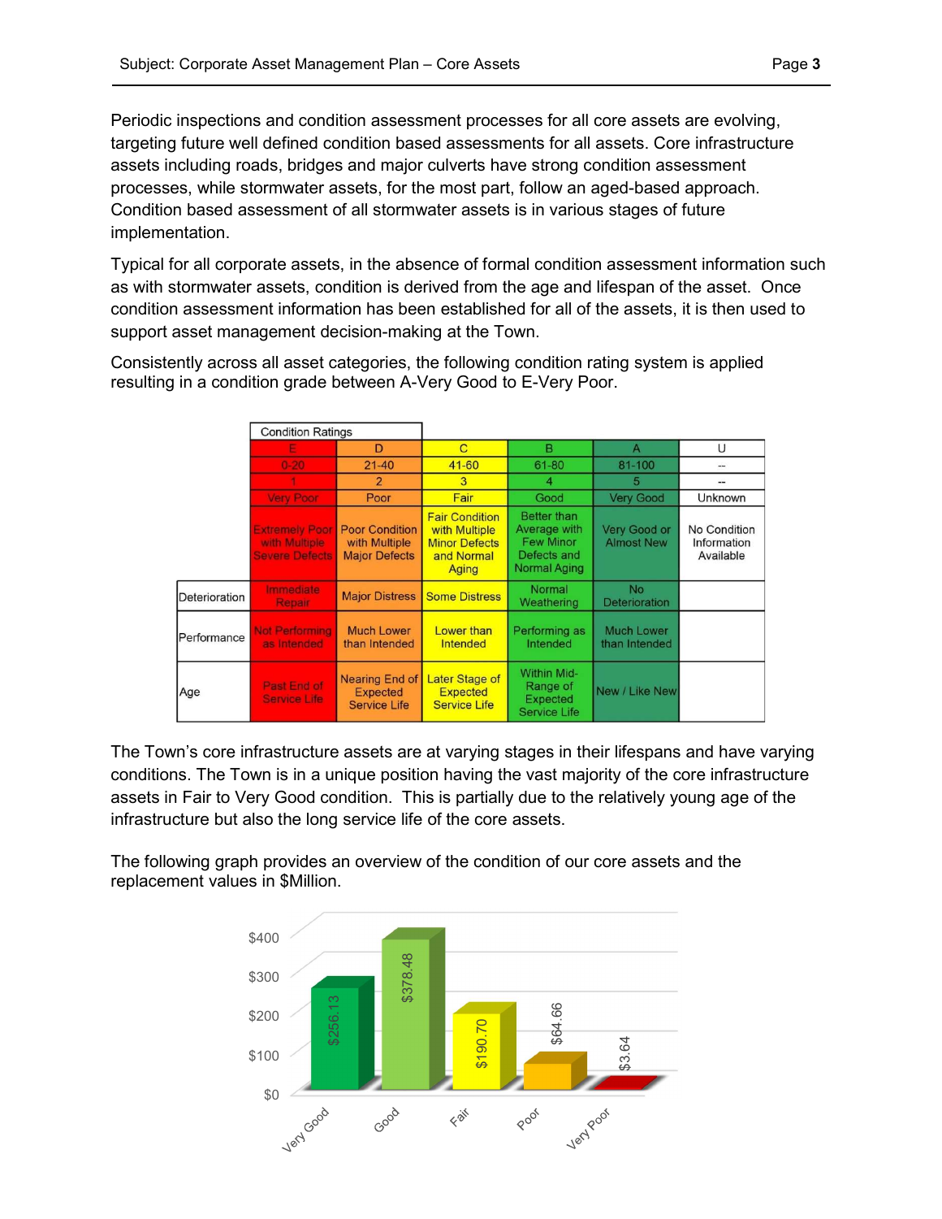Periodic inspections and condition assessment processes for all core assets are evolving, targeting future well defined condition based assessments for all assets. Core infrastructure assets including roads, bridges and major culverts have strong condition assessment processes, while stormwater assets, for the most part, follow an aged-based approach. Condition based assessment of all stormwater assets is in various stages of future implementation.

Typical for all corporate assets, in the absence of formal condition assessment information such as with stormwater assets, condition is derived from the age and lifespan of the asset. Once condition assessment information has been established for all of the assets, it is then used to support asset management decision-making at the Town.

Consistently across all asset categories, the following condition rating system is applied resulting in a condition grade between A-Very Good to E-Very Poor.

| | Condition Ratings | | | | | |
|---|---|---|---|---|---|---|
| | E | D | C | B | A | U |
| | 0-20 | 21-40 | 41-60 | 61-80 | 81-100 | -- |
| | 1 | 2 | 3 | 4 | 5 | -- |
| | Very Poor | Poor | Fair | Good | Very Good | Unknown |
| | Extremely Poor with Multiple Severe Defects | Poor Condition with Multiple Major Defects | Fair Condition with Multiple Minor Defects and Normal Aging | Better than Average with Few Minor Defects and Normal Aging | Very Good or Almost New | No Condition Information Available |
| Deterioration | Immediate Repair | Major Distress | Some Distress | Normal Weathering | No Deterioration | |
| Performance | Not Performing as Intended | Much Lower than Intended | Lower than Intended | Performing as Intended | Much Lower than Intended | |
| Age | Past End of Service Life | Nearing End of Expected Service Life | Later Stage of Expected Service Life | Within Mid-Range of Expected Service Life | New / Like New | |

The Town's core infrastructure assets are at varying stages in their lifespans and have varying conditions. The Town is in a unique position having the vast majority of the core infrastructure assets in Fair to Very Good condition. This is partially due to the relatively young age of the infrastructure but also the long service life of the core assets.

The following graph provides an overview of the condition of our core assets and the replacement values in $Million.

| Condition | Replacement Value ($Million) |
|---|---|
| Very Good | $256.13 |
| Good | $378.48 |
| Fair | $190.70 |
| Poor | $64.66 |
| Very Poor | $3.64 |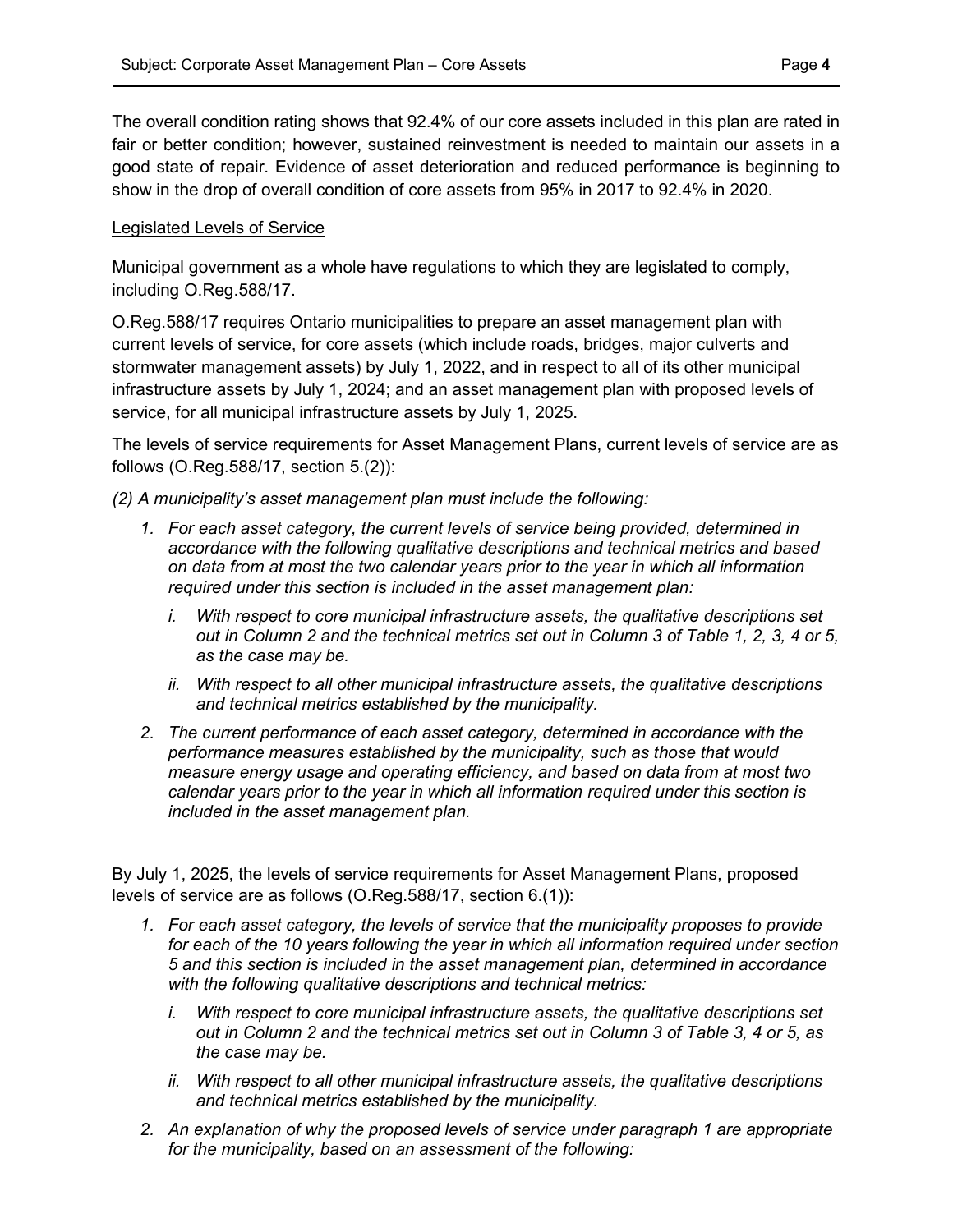The overall condition rating shows that 92.4% of our core assets included in this plan are rated in fair or better condition; however, sustained reinvestment is needed to maintain our assets in a good state of repair. Evidence of asset deterioration and reduced performance is beginning to show in the drop of overall condition of core assets from 95% in 2017 to 92.4% in 2020.

<u>Legislated Levels of Service</u>

Municipal government as a whole have regulations to which they are legislated to comply, including O.Reg.588/17.

O.Reg.588/17 requires Ontario municipalities to prepare an asset management plan with current levels of service, for core assets (which include roads, bridges, major culverts and stormwater management assets) by July 1, 2022, and in respect to all of its other municipal infrastructure assets by July 1, 2024; and an asset management plan with proposed levels of service, for all municipal infrastructure assets by July 1, 2025.

The levels of service requirements for Asset Management Plans, current levels of service are as follows (O.Reg.588/17, section 5.(2)):

*(2) A municipality's asset management plan must include the following:*

1. *For each asset category, the current levels of service being provided, determined in accordance with the following qualitative descriptions and technical metrics and based on data from at most the two calendar years prior to the year in which all information required under this section is included in the asset management plan:*
   i. *With respect to core municipal infrastructure assets, the qualitative descriptions set out in Column 2 and the technical metrics set out in Column 3 of Table 1, 2, 3, 4 or 5, as the case may be.*
   ii. *With respect to all other municipal infrastructure assets, the qualitative descriptions and technical metrics established by the municipality.*
2. *The current performance of each asset category, determined in accordance with the performance measures established by the municipality, such as those that would measure energy usage and operating efficiency, and based on data from at most two calendar years prior to the year in which all information required under this section is included in the asset management plan.*

By July 1, 2025, the levels of service requirements for Asset Management Plans, proposed levels of service are as follows (O.Reg.588/17, section 6.(1)):

1. *For each asset category, the levels of service that the municipality proposes to provide for each of the 10 years following the year in which all information required under section 5 and this section is included in the asset management plan, determined in accordance with the following qualitative descriptions and technical metrics:*
   i. *With respect to core municipal infrastructure assets, the qualitative descriptions set out in Column 2 and the technical metrics set out in Column 3 of Table 3, 4 or 5, as the case may be.*
   ii. *With respect to all other municipal infrastructure assets, the qualitative descriptions and technical metrics established by the municipality.*
2. *An explanation of why the proposed levels of service under paragraph 1 are appropriate for the municipality, based on an assessment of the following:*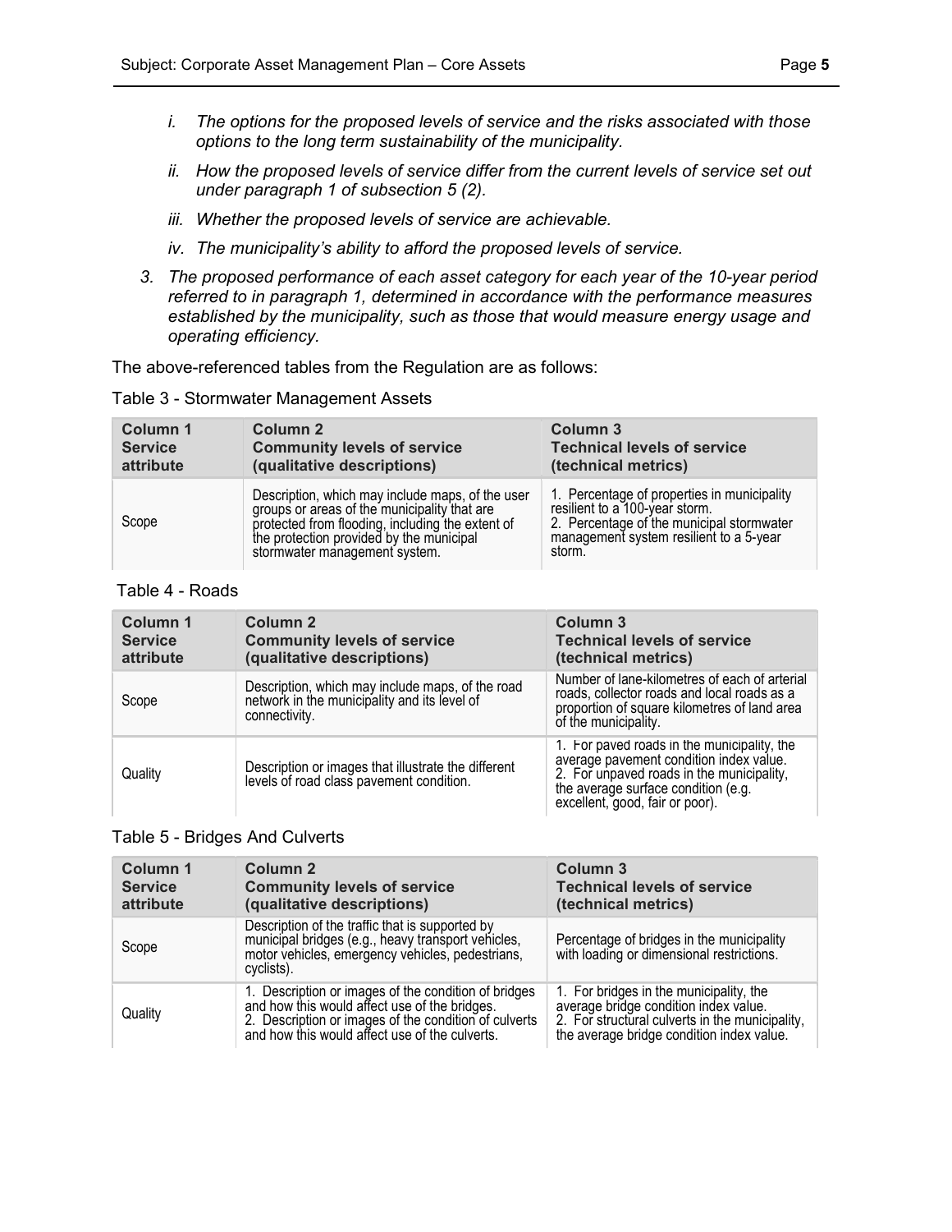*i. The options for the proposed levels of service and the risks associated with those options to the long term sustainability of the municipality.*

*ii. How the proposed levels of service differ from the current levels of service set out under paragraph 1 of subsection 5 (2).*

*iii. Whether the proposed levels of service are achievable.*

*iv. The municipality's ability to afford the proposed levels of service.*

*3. The proposed performance of each asset category for each year of the 10-year period referred to in paragraph 1, determined in accordance with the performance measures established by the municipality, such as those that would measure energy usage and operating efficiency.*

The above-referenced tables from the Regulation are as follows:

Table 3 - Stormwater Management Assets

| Column 1 Service attribute | Column 2 Community levels of service (qualitative descriptions) | Column 3 Technical levels of service (technical metrics) |
|---|---|---|
| Scope | Description, which may include maps, of the user groups or areas of the municipality that are protected from flooding, including the extent of the protection provided by the municipal stormwater management system. | 1. Percentage of properties in municipality resilient to a 100-year storm. 2. Percentage of the municipal stormwater management system resilient to a 5-year storm. |

Table 4 - Roads

| Column 1 Service attribute | Column 2 Community levels of service (qualitative descriptions) | Column 3 Technical levels of service (technical metrics) |
|---|---|---|
| Scope | Description, which may include maps, of the road network in the municipality and its level of connectivity. | Number of lane-kilometres of each of arterial roads, collector roads and local roads as a proportion of square kilometres of land area of the municipality. |
| Quality | Description or images that illustrate the different levels of road class pavement condition. | 1. For paved roads in the municipality, the average pavement condition index value. 2. For unpaved roads in the municipality, the average surface condition (e.g. excellent, good, fair or poor). |

Table 5 - Bridges And Culverts

| Column 1 Service attribute | Column 2 Community levels of service (qualitative descriptions) | Column 3 Technical levels of service (technical metrics) |
|---|---|---|
| Scope | Description of the traffic that is supported by municipal bridges (e.g., heavy transport vehicles, motor vehicles, emergency vehicles, pedestrians, cyclists). | Percentage of bridges in the municipality with loading or dimensional restrictions. |
| Quality | 1. Description or images of the condition of bridges and how this would affect use of the bridges. 2. Description or images of the condition of culverts and how this would affect use of the culverts. | 1. For bridges in the municipality, the average bridge condition index value. 2. For structural culverts in the municipality, the average bridge condition index value. |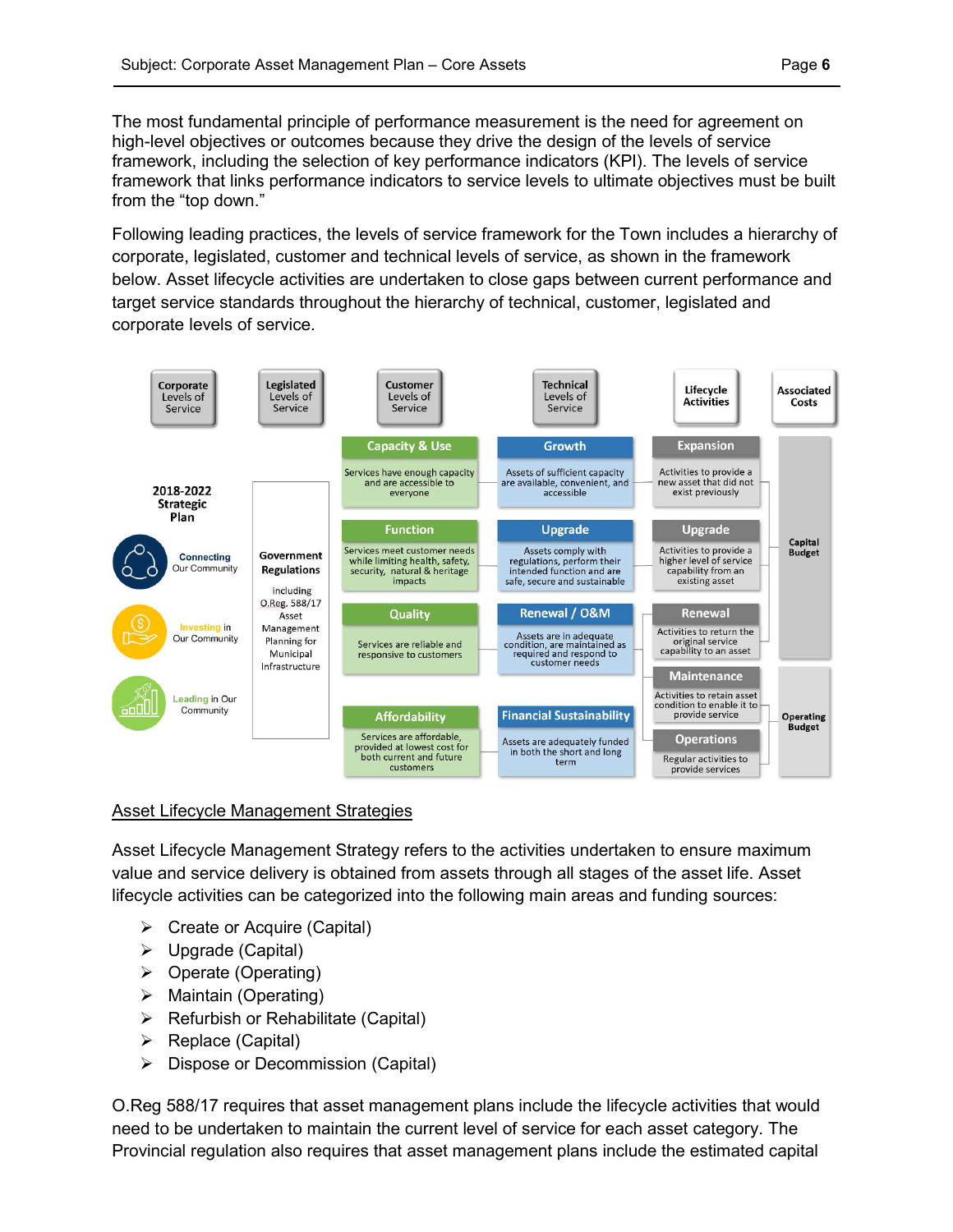The most fundamental principle of performance measurement is the need for agreement on high-level objectives or outcomes because they drive the design of the levels of service framework, including the selection of key performance indicators (KPI). The levels of service framework that links performance indicators to service levels to ultimate objectives must be built from the "top down."

Following leading practices, the levels of service framework for the Town includes a hierarchy of corporate, legislated, customer and technical levels of service, as shown in the framework below. Asset lifecycle activities are undertaken to close gaps between current performance and target service standards throughout the hierarchy of technical, customer, legislated and corporate levels of service.

| Corporate Levels of Service | Legislated Levels of Service | Customer Levels of Service | Technical Levels of Service | Lifecycle Activities | Associated Costs |
|---|---|---|---|---|---|
| 2018-2022 Strategic Plan | Government Regulations including O.Reg. 588/17 Asset Management Planning for Municipal Infrastructure | **Capacity & Use** Services have enough capacity and are accessible to everyone | **Growth** Assets of sufficient capacity are available, convenient, and accessible | **Expansion** Activities to provide a new asset that did not exist previously | Capital Budget |
| Connecting Our Community | | **Function** Services meet customer needs while limiting health, safety, security, natural & heritage impacts | **Upgrade** Assets comply with regulations, perform their intended function and are safe, secure and sustainable | **Upgrade** Activities to provide a higher level of service capability from an existing asset | Capital Budget |
| Investing in Our Community | | **Quality** Services are reliable and responsive to customers | **Renewal / O&M** Assets are in adequate condition, are maintained as required and respond to customer needs | **Renewal** Activities to return the original service capability to an asset | Capital Budget |
| | | | | **Maintenance** Activities to retain asset condition to enable it to provide service | Operating Budget |
| Leading in Our Community | | **Affordability** Services are affordable, provided at lowest cost for both current and future customers | **Financial Sustainability** Assets are adequately funded in both the short and long term | **Operations** Regular activities to provide services | Operating Budget |

<u>Asset Lifecycle Management Strategies</u>

Asset Lifecycle Management Strategy refers to the activities undertaken to ensure maximum value and service delivery is obtained from assets through all stages of the asset life. Asset lifecycle activities can be categorized into the following main areas and funding sources:

- Create or Acquire (Capital)
- Upgrade (Capital)
- Operate (Operating)
- Maintain (Operating)
- Refurbish or Rehabilitate (Capital)
- Replace (Capital)
- Dispose or Decommission (Capital)

O.Reg 588/17 requires that asset management plans include the lifecycle activities that would need to be undertaken to maintain the current level of service for each asset category. The Provincial regulation also requires that asset management plans include the estimated capital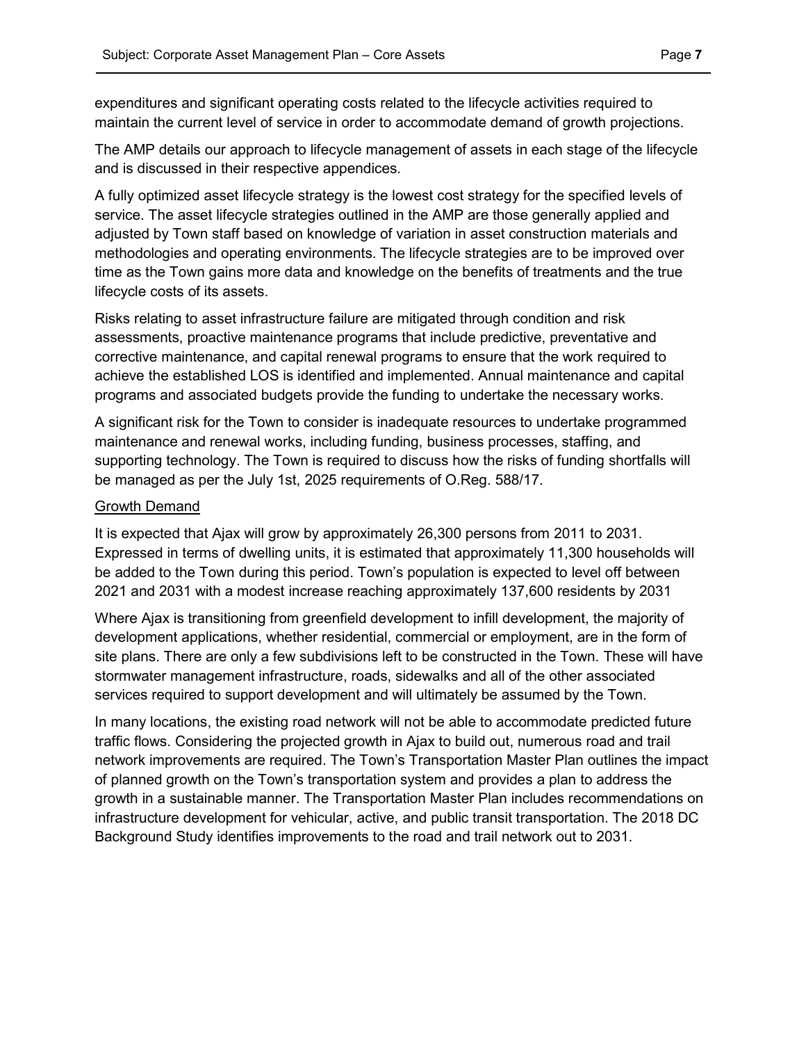expenditures and significant operating costs related to the lifecycle activities required to maintain the current level of service in order to accommodate demand of growth projections.

The AMP details our approach to lifecycle management of assets in each stage of the lifecycle and is discussed in their respective appendices.

A fully optimized asset lifecycle strategy is the lowest cost strategy for the specified levels of service. The asset lifecycle strategies outlined in the AMP are those generally applied and adjusted by Town staff based on knowledge of variation in asset construction materials and methodologies and operating environments. The lifecycle strategies are to be improved over time as the Town gains more data and knowledge on the benefits of treatments and the true lifecycle costs of its assets.

Risks relating to asset infrastructure failure are mitigated through condition and risk assessments, proactive maintenance programs that include predictive, preventative and corrective maintenance, and capital renewal programs to ensure that the work required to achieve the established LOS is identified and implemented. Annual maintenance and capital programs and associated budgets provide the funding to undertake the necessary works.

A significant risk for the Town to consider is inadequate resources to undertake programmed maintenance and renewal works, including funding, business processes, staffing, and supporting technology. The Town is required to discuss how the risks of funding shortfalls will be managed as per the July 1st, 2025 requirements of O.Reg. 588/17.

<u>Growth Demand</u>

It is expected that Ajax will grow by approximately 26,300 persons from 2011 to 2031. Expressed in terms of dwelling units, it is estimated that approximately 11,300 households will be added to the Town during this period. Town's population is expected to level off between 2021 and 2031 with a modest increase reaching approximately 137,600 residents by 2031

Where Ajax is transitioning from greenfield development to infill development, the majority of development applications, whether residential, commercial or employment, are in the form of site plans. There are only a few subdivisions left to be constructed in the Town. These will have stormwater management infrastructure, roads, sidewalks and all of the other associated services required to support development and will ultimately be assumed by the Town.

In many locations, the existing road network will not be able to accommodate predicted future traffic flows. Considering the projected growth in Ajax to build out, numerous road and trail network improvements are required. The Town's Transportation Master Plan outlines the impact of planned growth on the Town's transportation system and provides a plan to address the growth in a sustainable manner. The Transportation Master Plan includes recommendations on infrastructure development for vehicular, active, and public transit transportation. The 2018 DC Background Study identifies improvements to the road and trail network out to 2031.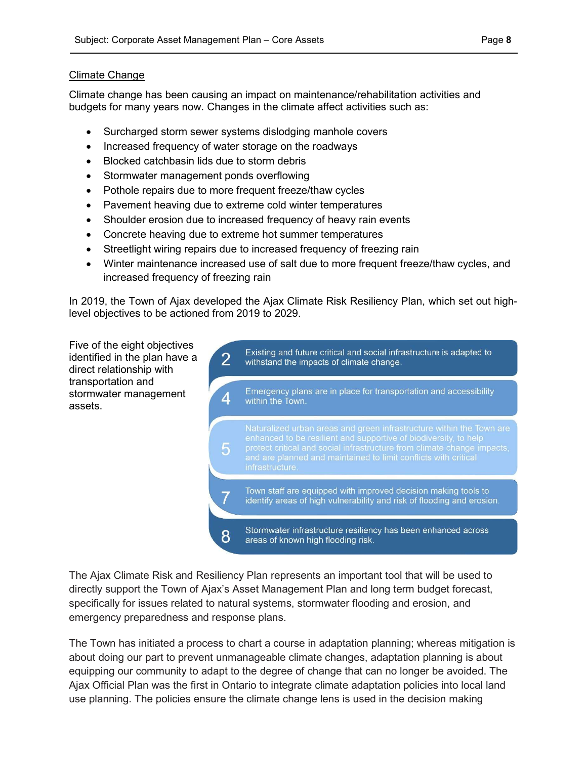## Climate Change

Climate change has been causing an impact on maintenance/rehabilitation activities and budgets for many years now. Changes in the climate affect activities such as:

- Surcharged storm sewer systems dislodging manhole covers
- Increased frequency of water storage on the roadways
- Blocked catchbasin lids due to storm debris
- Stormwater management ponds overflowing
- Pothole repairs due to more frequent freeze/thaw cycles
- Pavement heaving due to extreme cold winter temperatures
- Shoulder erosion due to increased frequency of heavy rain events
- Concrete heaving due to extreme hot summer temperatures
- Streetlight wiring repairs due to increased frequency of freezing rain
- Winter maintenance increased use of salt due to more frequent freeze/thaw cycles, and increased frequency of freezing rain

In 2019, the Town of Ajax developed the Ajax Climate Risk Resiliency Plan, which set out high-level objectives to be actioned from 2019 to 2029.

Five of the eight objectives identified in the plan have a direct relationship with transportation and stormwater management assets.

- **2** – Existing and future critical and social infrastructure is adapted to withstand the impacts of climate change.
- **4** – Emergency plans are in place for transportation and accessibility within the Town.
- **5** – Naturalized urban areas and green infrastructure within the Town are enhanced to be resilient and supportive of biodiversity, to help protect critical and social infrastructure from climate change impacts, and are planned and maintained to limit conflicts with critical infrastructure.
- **7** – Town staff are equipped with improved decision making tools to identify areas of high vulnerability and risk of flooding and erosion.
- **8** – Stormwater infrastructure resiliency has been enhanced across areas of known high flooding risk.

The Ajax Climate Risk and Resiliency Plan represents an important tool that will be used to directly support the Town of Ajax's Asset Management Plan and long term budget forecast, specifically for issues related to natural systems, stormwater flooding and erosion, and emergency preparedness and response plans.

The Town has initiated a process to chart a course in adaptation planning; whereas mitigation is about doing our part to prevent unmanageable climate changes, adaptation planning is about equipping our community to adapt to the degree of change that can no longer be avoided. The Ajax Official Plan was the first in Ontario to integrate climate adaptation policies into local land use planning. The policies ensure the climate change lens is used in the decision making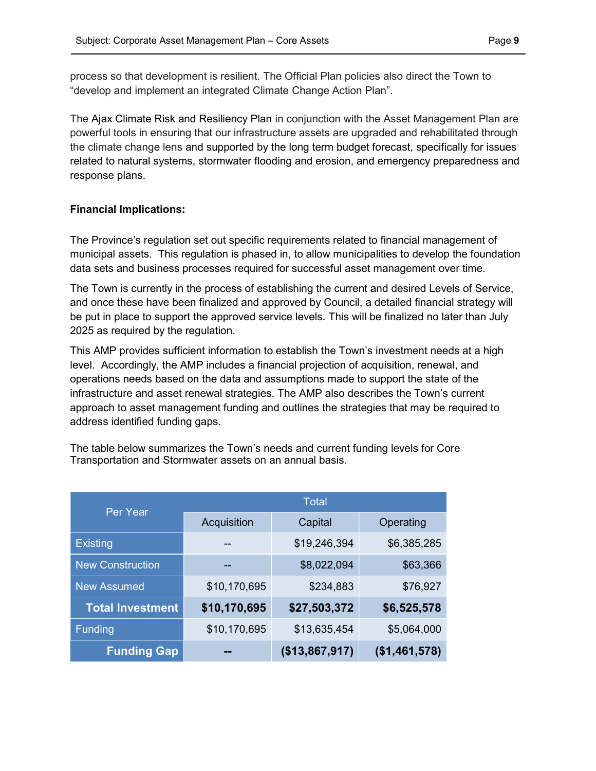process so that development is resilient. The Official Plan policies also direct the Town to “develop and implement an integrated Climate Change Action Plan”.

The Ajax Climate Risk and Resiliency Plan in conjunction with the Asset Management Plan are powerful tools in ensuring that our infrastructure assets are upgraded and rehabilitated through the climate change lens and supported by the long term budget forecast, specifically for issues related to natural systems, stormwater flooding and erosion, and emergency preparedness and response plans.

**Financial Implications:**

The Province’s regulation set out specific requirements related to financial management of municipal assets. This regulation is phased in, to allow municipalities to develop the foundation data sets and business processes required for successful asset management over time.

The Town is currently in the process of establishing the current and desired Levels of Service, and once these have been finalized and approved by Council, a detailed financial strategy will be put in place to support the approved service levels. This will be finalized no later than July 2025 as required by the regulation.

This AMP provides sufficient information to establish the Town’s investment needs at a high level. Accordingly, the AMP includes a financial projection of acquisition, renewal, and operations needs based on the data and assumptions made to support the state of the infrastructure and asset renewal strategies. The AMP also describes the Town’s current approach to asset management funding and outlines the strategies that may be required to address identified funding gaps.

The table below summarizes the Town’s needs and current funding levels for Core Transportation and Stormwater assets on an annual basis.

| Per Year | Total | | |
|---|---|---|---|
| | Acquisition | Capital | Operating |
| Existing | -- | $19,246,394 | $6,385,285 |
| New Construction | -- | $8,022,094 | $63,366 |
| New Assumed | $10,170,695 | $234,883 | $76,927 |
| **Total Investment** | **$10,170,695** | **$27,503,372** | **$6,525,578** |
| Funding | $10,170,695 | $13,635,454 | $5,064,000 |
| **Funding Gap** | **--** | **($13,867,917)** | **($1,461,578)** |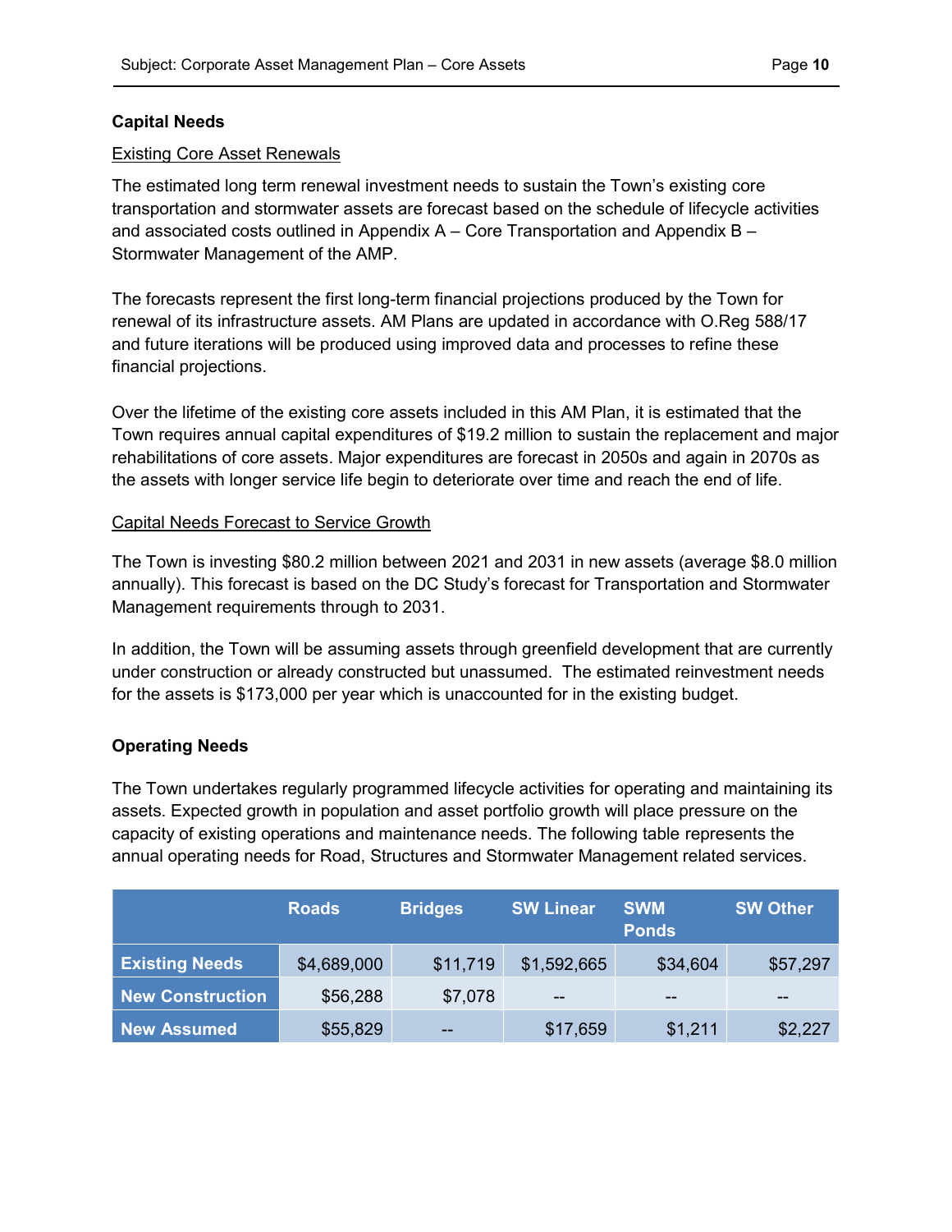## Capital Needs

Existing Core Asset Renewals

The estimated long term renewal investment needs to sustain the Town's existing core transportation and stormwater assets are forecast based on the schedule of lifecycle activities and associated costs outlined in Appendix A – Core Transportation and Appendix B – Stormwater Management of the AMP.

The forecasts represent the first long-term financial projections produced by the Town for renewal of its infrastructure assets. AM Plans are updated in accordance with O.Reg 588/17 and future iterations will be produced using improved data and processes to refine these financial projections.

Over the lifetime of the existing core assets included in this AM Plan, it is estimated that the Town requires annual capital expenditures of $19.2 million to sustain the replacement and major rehabilitations of core assets. Major expenditures are forecast in 2050s and again in 2070s as the assets with longer service life begin to deteriorate over time and reach the end of life.

Capital Needs Forecast to Service Growth

The Town is investing $80.2 million between 2021 and 2031 in new assets (average $8.0 million annually). This forecast is based on the DC Study's forecast for Transportation and Stormwater Management requirements through to 2031.

In addition, the Town will be assuming assets through greenfield development that are currently under construction or already constructed but unassumed. The estimated reinvestment needs for the assets is $173,000 per year which is unaccounted for in the existing budget.

## Operating Needs

The Town undertakes regularly programmed lifecycle activities for operating and maintaining its assets. Expected growth in population and asset portfolio growth will place pressure on the capacity of existing operations and maintenance needs. The following table represents the annual operating needs for Road, Structures and Stormwater Management related services.

| | Roads | Bridges | SW Linear | SWM Ponds | SW Other |
|---|---|---|---|---|---|
| **Existing Needs** | $4,689,000 | $11,719 | $1,592,665 | $34,604 | $57,297 |
| **New Construction** | $56,288 | $7,078 | -- | -- | -- |
| **New Assumed** | $55,829 | -- | $17,659 | $1,211 | $2,227 |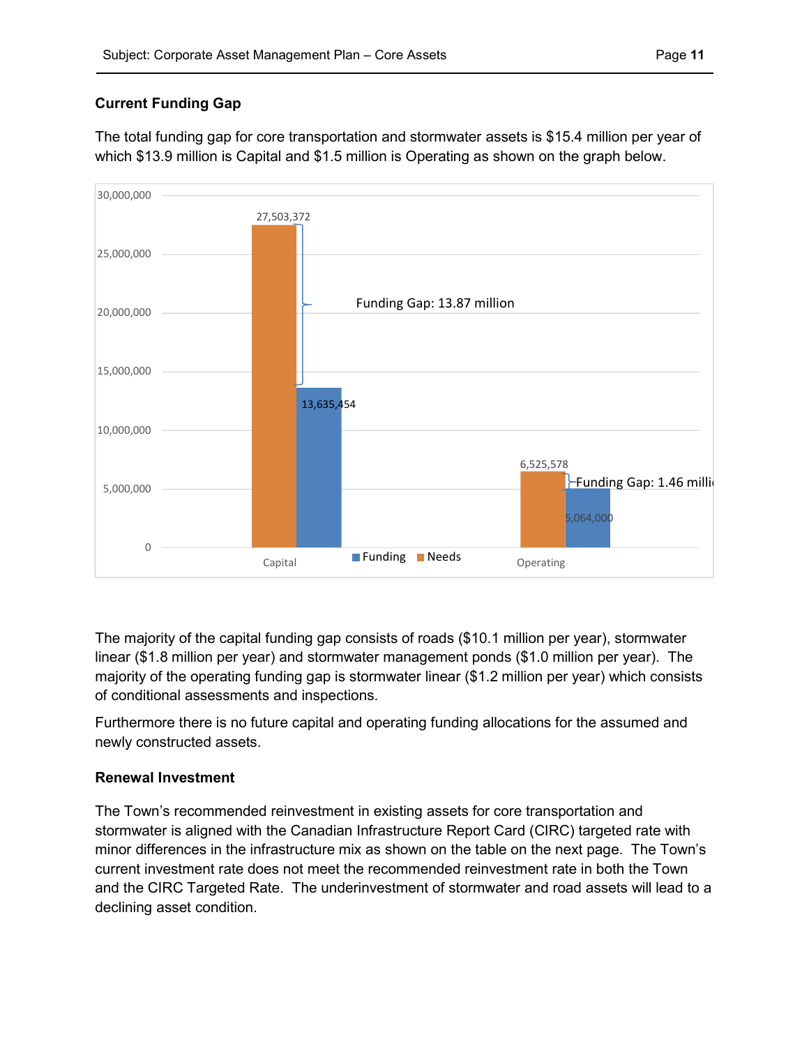### Current Funding Gap

The total funding gap for core transportation and stormwater assets is $15.4 million per year of which $13.9 million is Capital and $1.5 million is Operating as shown on the graph below.

| | Needs | Funding | Funding Gap |
|---|---|---|---|
| Capital | 27,503,372 | 13,635,454 | 13.87 million |
| Operating | 6,525,578 | 5,064,000 | 1.46 million |

The majority of the capital funding gap consists of roads ($10.1 million per year), stormwater linear ($1.8 million per year) and stormwater management ponds ($1.0 million per year). The majority of the operating funding gap is stormwater linear ($1.2 million per year) which consists of conditional assessments and inspections.

Furthermore there is no future capital and operating funding allocations for the assumed and newly constructed assets.

### Renewal Investment

The Town's recommended reinvestment in existing assets for core transportation and stormwater is aligned with the Canadian Infrastructure Report Card (CIRC) targeted rate with minor differences in the infrastructure mix as shown on the table on the next page. The Town's current investment rate does not meet the recommended reinvestment rate in both the Town and the CIRC Targeted Rate. The underinvestment of stormwater and road assets will lead to a declining asset condition.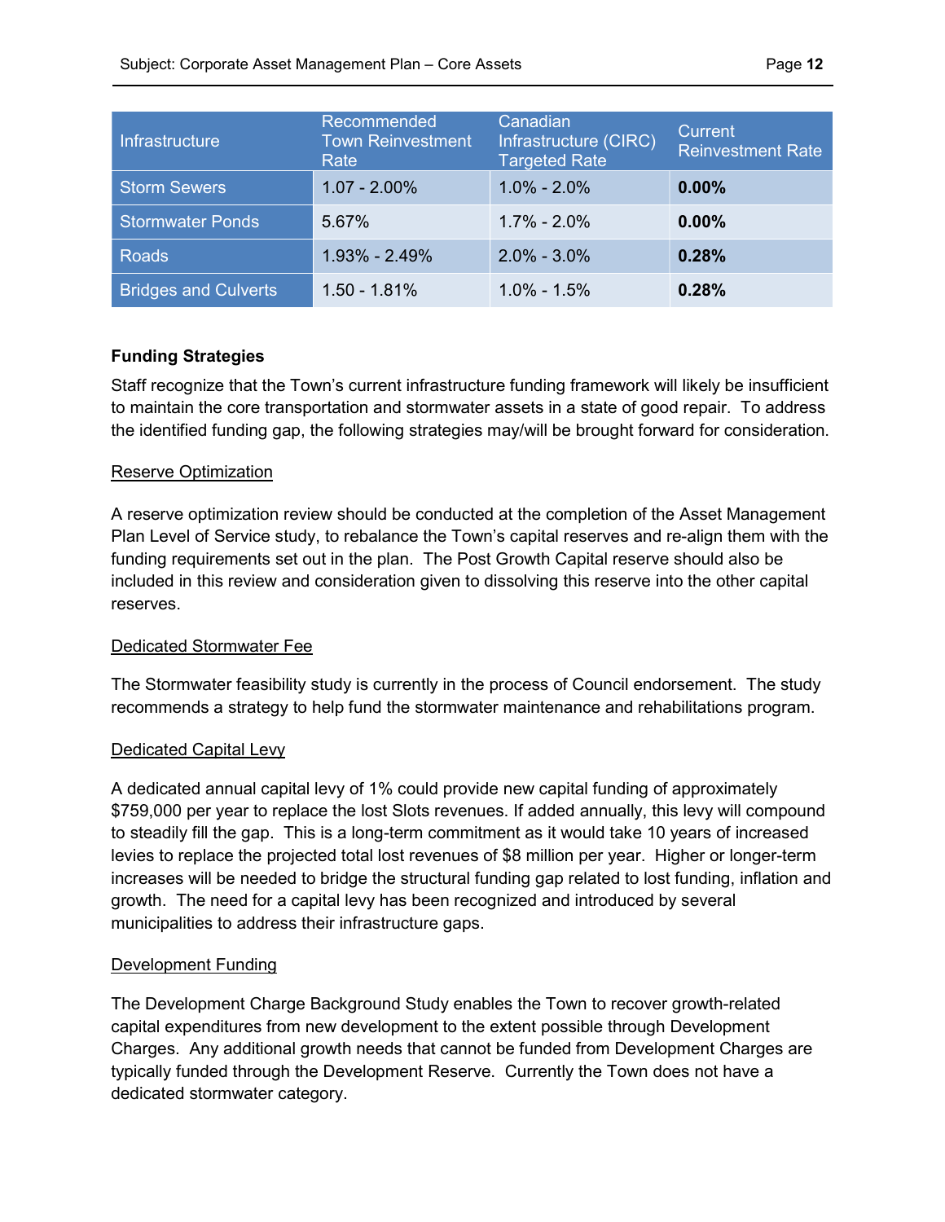| Infrastructure | Recommended Town Reinvestment Rate | Canadian Infrastructure (CIRC) Targeted Rate | Current Reinvestment Rate |
|---|---|---|---|
| Storm Sewers | 1.07 - 2.00% | 1.0% - 2.0% | **0.00%** |
| Stormwater Ponds | 5.67% | 1.7% - 2.0% | **0.00%** |
| Roads | 1.93% - 2.49% | 2.0% - 3.0% | **0.28%** |
| Bridges and Culverts | 1.50 - 1.81% | 1.0% - 1.5% | **0.28%** |

**Funding Strategies**

Staff recognize that the Town's current infrastructure funding framework will likely be insufficient to maintain the core transportation and stormwater assets in a state of good repair. To address the identified funding gap, the following strategies may/will be brought forward for consideration.

<u>Reserve Optimization</u>

A reserve optimization review should be conducted at the completion of the Asset Management Plan Level of Service study, to rebalance the Town's capital reserves and re-align them with the funding requirements set out in the plan. The Post Growth Capital reserve should also be included in this review and consideration given to dissolving this reserve into the other capital reserves.

<u>Dedicated Stormwater Fee</u>

The Stormwater feasibility study is currently in the process of Council endorsement. The study recommends a strategy to help fund the stormwater maintenance and rehabilitations program.

<u>Dedicated Capital Levy</u>

A dedicated annual capital levy of 1% could provide new capital funding of approximately $759,000 per year to replace the lost Slots revenues. If added annually, this levy will compound to steadily fill the gap. This is a long-term commitment as it would take 10 years of increased levies to replace the projected total lost revenues of $8 million per year. Higher or longer-term increases will be needed to bridge the structural funding gap related to lost funding, inflation and growth. The need for a capital levy has been recognized and introduced by several municipalities to address their infrastructure gaps.

<u>Development Funding</u>

The Development Charge Background Study enables the Town to recover growth-related capital expenditures from new development to the extent possible through Development Charges. Any additional growth needs that cannot be funded from Development Charges are typically funded through the Development Reserve. Currently the Town does not have a dedicated stormwater category.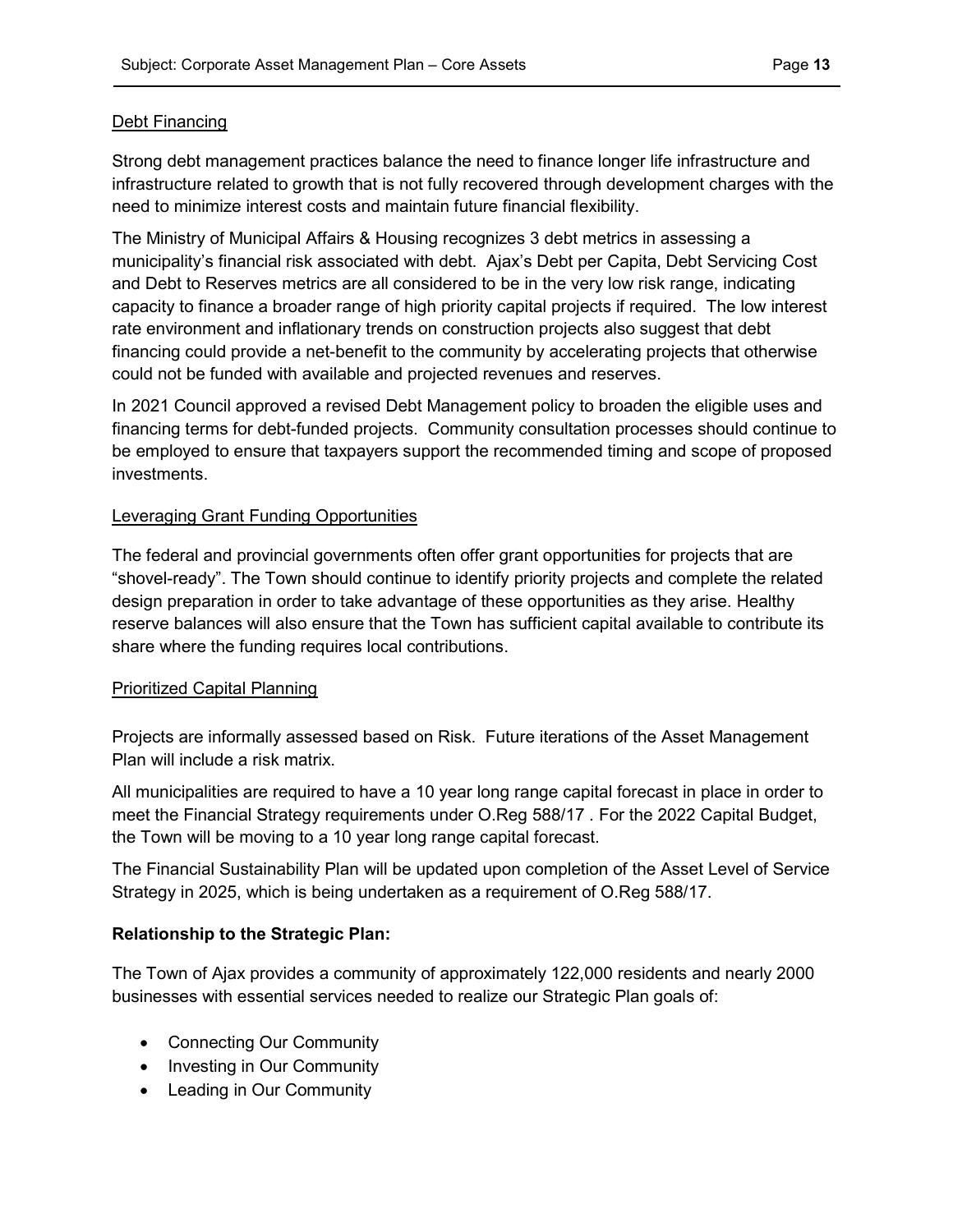Debt Financing

Strong debt management practices balance the need to finance longer life infrastructure and infrastructure related to growth that is not fully recovered through development charges with the need to minimize interest costs and maintain future financial flexibility.

The Ministry of Municipal Affairs & Housing recognizes 3 debt metrics in assessing a municipality's financial risk associated with debt. Ajax's Debt per Capita, Debt Servicing Cost and Debt to Reserves metrics are all considered to be in the very low risk range, indicating capacity to finance a broader range of high priority capital projects if required. The low interest rate environment and inflationary trends on construction projects also suggest that debt financing could provide a net-benefit to the community by accelerating projects that otherwise could not be funded with available and projected revenues and reserves.

In 2021 Council approved a revised Debt Management policy to broaden the eligible uses and financing terms for debt-funded projects. Community consultation processes should continue to be employed to ensure that taxpayers support the recommended timing and scope of proposed investments.

Leveraging Grant Funding Opportunities

The federal and provincial governments often offer grant opportunities for projects that are "shovel-ready". The Town should continue to identify priority projects and complete the related design preparation in order to take advantage of these opportunities as they arise. Healthy reserve balances will also ensure that the Town has sufficient capital available to contribute its share where the funding requires local contributions.

Prioritized Capital Planning

Projects are informally assessed based on Risk. Future iterations of the Asset Management Plan will include a risk matrix.

All municipalities are required to have a 10 year long range capital forecast in place in order to meet the Financial Strategy requirements under O.Reg 588/17 . For the 2022 Capital Budget, the Town will be moving to a 10 year long range capital forecast.

The Financial Sustainability Plan will be updated upon completion of the Asset Level of Service Strategy in 2025, which is being undertaken as a requirement of O.Reg 588/17.

**Relationship to the Strategic Plan:**

The Town of Ajax provides a community of approximately 122,000 residents and nearly 2000 businesses with essential services needed to realize our Strategic Plan goals of:

- Connecting Our Community
- Investing in Our Community
- Leading in Our Community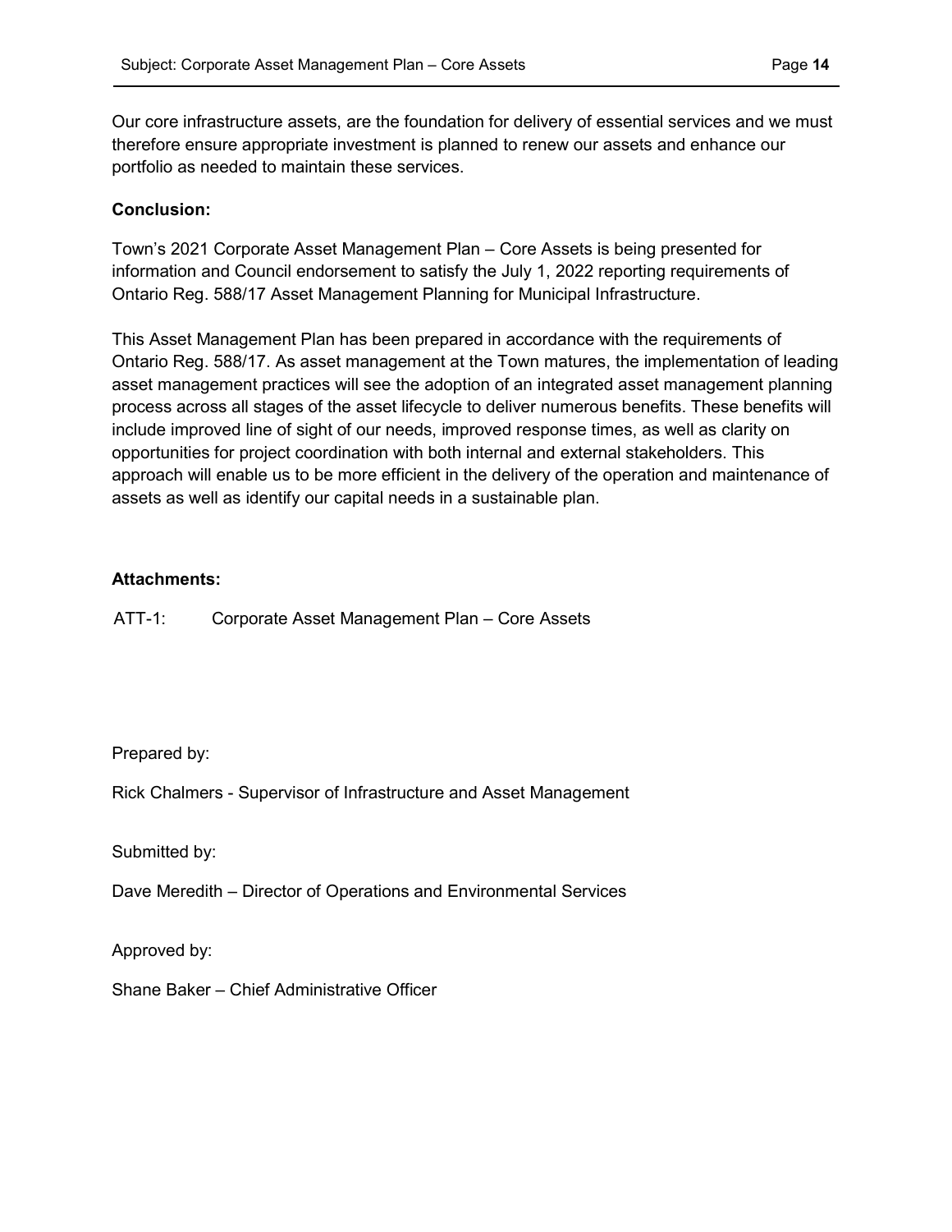Our core infrastructure assets, are the foundation for delivery of essential services and we must therefore ensure appropriate investment is planned to renew our assets and enhance our portfolio as needed to maintain these services.

**Conclusion:**

Town's 2021 Corporate Asset Management Plan – Core Assets is being presented for information and Council endorsement to satisfy the July 1, 2022 reporting requirements of Ontario Reg. 588/17 Asset Management Planning for Municipal Infrastructure.

This Asset Management Plan has been prepared in accordance with the requirements of Ontario Reg. 588/17. As asset management at the Town matures, the implementation of leading asset management practices will see the adoption of an integrated asset management planning process across all stages of the asset lifecycle to deliver numerous benefits. These benefits will include improved line of sight of our needs, improved response times, as well as clarity on opportunities for project coordination with both internal and external stakeholders. This approach will enable us to be more efficient in the delivery of the operation and maintenance of assets as well as identify our capital needs in a sustainable plan.

**Attachments:**

ATT-1: Corporate Asset Management Plan – Core Assets

Prepared by:

Rick Chalmers - Supervisor of Infrastructure and Asset Management

Submitted by:

Dave Meredith – Director of Operations and Environmental Services

Approved by:

Shane Baker – Chief Administrative Officer